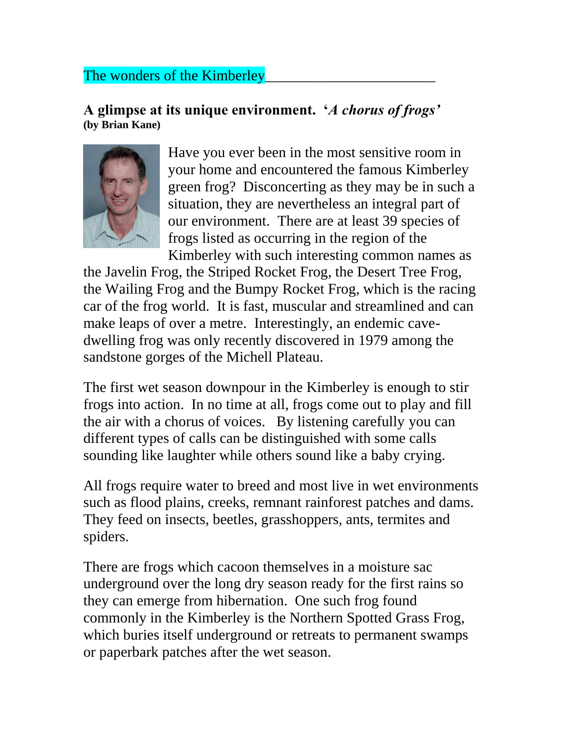The wonders of the Kimberley______________________

## A glimpse at its unique environment. *'A chorus of frogs'*
**(by Brian Kane)**

Have you ever been in the most sensitive room in your home and encountered the famous Kimberley green frog? Disconcerting as they may be in such a situation, they are nevertheless an integral part of our environment. There are at least 39 species of frogs listed as occurring in the region of the Kimberley with such interesting common names as the Javelin Frog, the Striped Rocket Frog, the Desert Tree Frog, the Wailing Frog and the Bumpy Rocket Frog, which is the racing car of the frog world. It is fast, muscular and streamlined and can make leaps of over a metre. Interestingly, an endemic cave-dwelling frog was only recently discovered in 1979 among the sandstone gorges of the Michell Plateau.

The first wet season downpour in the Kimberley is enough to stir frogs into action. In no time at all, frogs come out to play and fill the air with a chorus of voices. By listening carefully you can different types of calls can be distinguished with some calls sounding like laughter while others sound like a baby crying.

All frogs require water to breed and most live in wet environments such as flood plains, creeks, remnant rainforest patches and dams. They feed on insects, beetles, grasshoppers, ants, termites and spiders.

There are frogs which cacoon themselves in a moisture sac underground over the long dry season ready for the first rains so they can emerge from hibernation. One such frog found commonly in the Kimberley is the Northern Spotted Grass Frog, which buries itself underground or retreats to permanent swamps or paperbark patches after the wet season.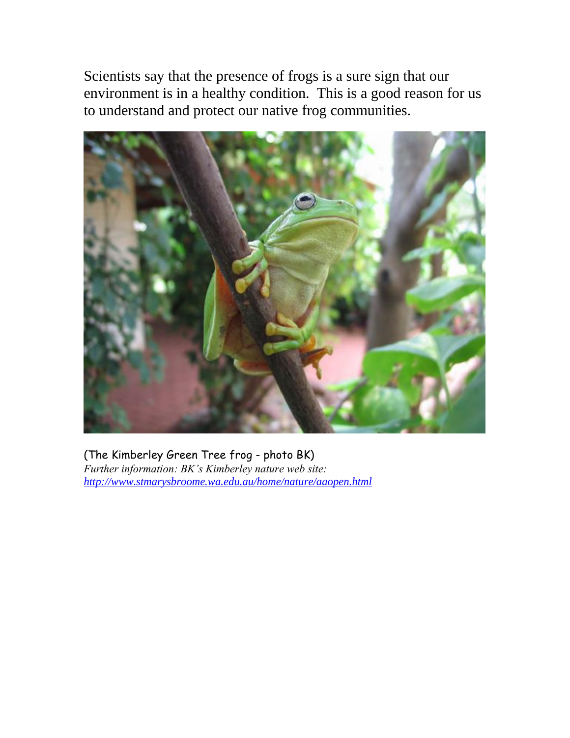Scientists say that the presence of frogs is a sure sign that our environment is in a healthy condition. This is a good reason for us to understand and protect our native frog communities.

(The Kimberley Green Tree frog - photo BK)

*Further information: BK's Kimberley nature web site:*
*[http://www.stmarysbroome.wa.edu.au/home/nature/aaopen.html](http://www.stmarysbroome.wa.edu.au/home/nature/aaopen.html)*